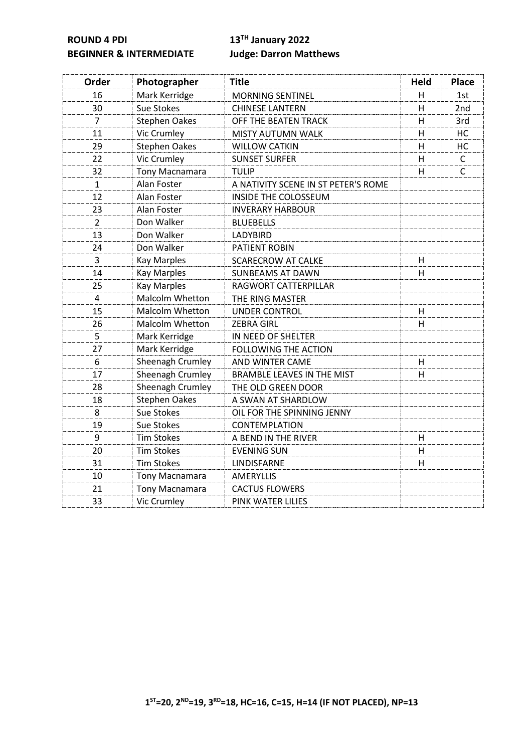**ROUND 4 PDI** **13TH January 2022**

**BEGINNER & INTERMEDIATE** **Judge: Darron Matthews**

| Order | Photographer | Title | Held | Place |
|---|---|---|---|---|
| 16 | Mark Kerridge | MORNING SENTINEL | H | 1st |
| 30 | Sue Stokes | CHINESE LANTERN | H | 2nd |
| 7 | Stephen Oakes | OFF THE BEATEN TRACK | H | 3rd |
| 11 | Vic Crumley | MISTY AUTUMN WALK | H | HC |
| 29 | Stephen Oakes | WILLOW CATKIN | H | HC |
| 22 | Vic Crumley | SUNSET SURFER | H | C |
| 32 | Tony Macnamara | TULIP | H | C |
| 1 | Alan Foster | A NATIVITY SCENE IN ST PETER'S ROME | | |
| 12 | Alan Foster | INSIDE THE COLOSSEUM | | |
| 23 | Alan Foster | INVERARY HARBOUR | | |
| 2 | Don Walker | BLUEBELLS | | |
| 13 | Don Walker | LADYBIRD | | |
| 24 | Don Walker | PATIENT ROBIN | | |
| 3 | Kay Marples | SCARECROW AT CALKE | H | |
| 14 | Kay Marples | SUNBEAMS AT DAWN | H | |
| 25 | Kay Marples | RAGWORT CATTERPILLAR | | |
| 4 | Malcolm Whetton | THE RING MASTER | | |
| 15 | Malcolm Whetton | UNDER CONTROL | H | |
| 26 | Malcolm Whetton | ZEBRA GIRL | H | |
| 5 | Mark Kerridge | IN NEED OF SHELTER | | |
| 27 | Mark Kerridge | FOLLOWING THE ACTION | | |
| 6 | Sheenagh Crumley | AND WINTER CAME | H | |
| 17 | Sheenagh Crumley | BRAMBLE LEAVES IN THE MIST | H | |
| 28 | Sheenagh Crumley | THE OLD GREEN DOOR | | |
| 18 | Stephen Oakes | A SWAN AT SHARDLOW | | |
| 8 | Sue Stokes | OIL FOR THE SPINNING JENNY | | |
| 19 | Sue Stokes | CONTEMPLATION | | |
| 9 | Tim Stokes | A BEND IN THE RIVER | H | |
| 20 | Tim Stokes | EVENING SUN | H | |
| 31 | Tim Stokes | LINDISFARNE | H | |
| 10 | Tony Macnamara | AMERYLLIS | | |
| 21 | Tony Macnamara | CACTUS FLOWERS | | |
| 33 | Vic Crumley | PINK WATER LILIES | | |

**1ST=20, 2ND=19, 3RD=18, HC=16, C=15, H=14 (IF NOT PLACED), NP=13**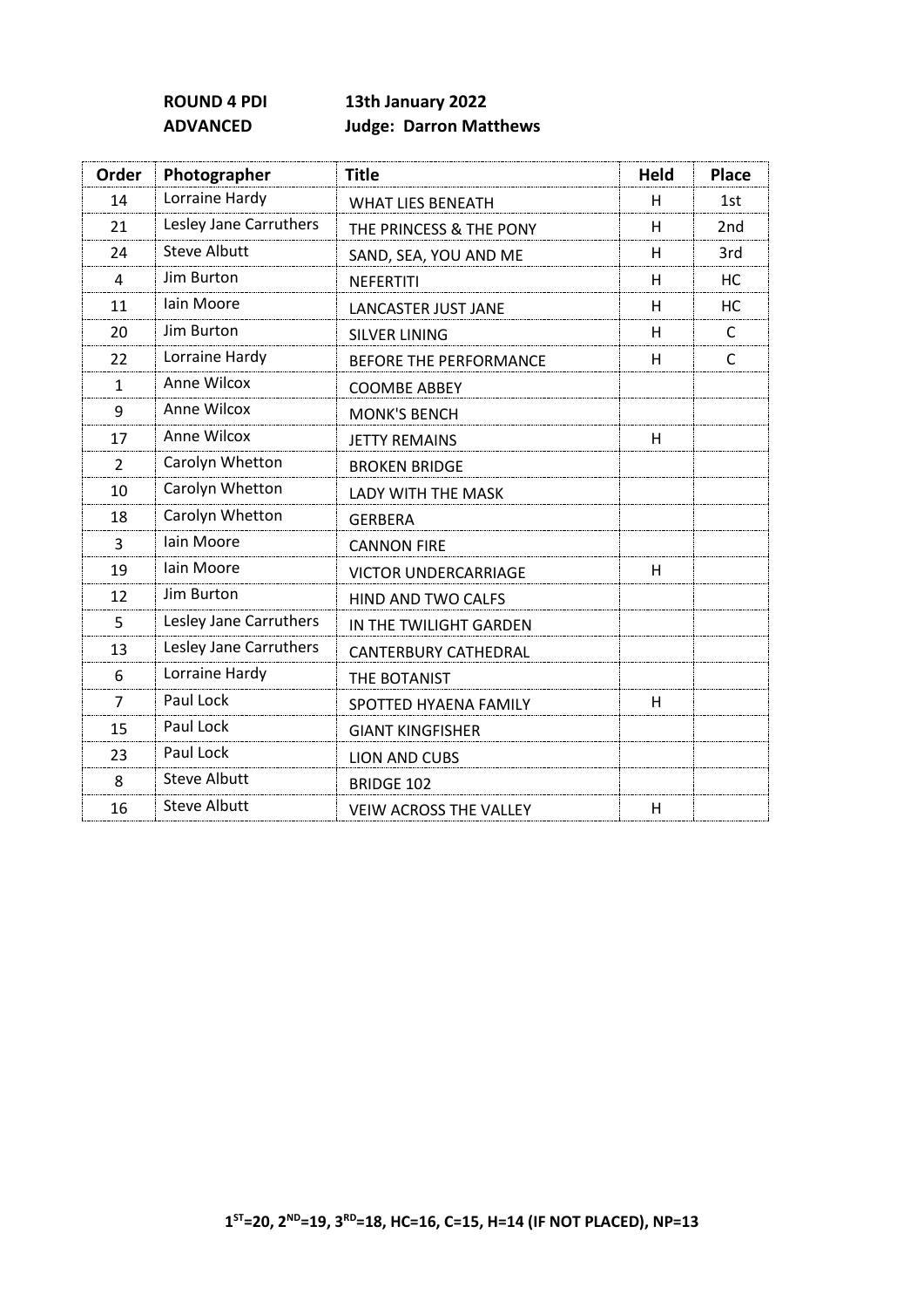**ROUND 4 PDI** **13th January 2022**

**ADVANCED** **Judge: Darron Matthews**

| Order | Photographer | Title | Held | Place |
|---|---|---|---|---|
| 14 | Lorraine Hardy | WHAT LIES BENEATH | H | 1st |
| 21 | Lesley Jane Carruthers | THE PRINCESS & THE PONY | H | 2nd |
| 24 | Steve Albutt | SAND, SEA, YOU AND ME | H | 3rd |
| 4 | Jim Burton | NEFERTITI | H | HC |
| 11 | Iain Moore | LANCASTER JUST JANE | H | HC |
| 20 | Jim Burton | SILVER LINING | H | C |
| 22 | Lorraine Hardy | BEFORE THE PERFORMANCE | H | C |
| 1 | Anne Wilcox | COOMBE ABBEY | | |
| 9 | Anne Wilcox | MONK'S BENCH | | |
| 17 | Anne Wilcox | JETTY REMAINS | H | |
| 2 | Carolyn Whetton | BROKEN BRIDGE | | |
| 10 | Carolyn Whetton | LADY WITH THE MASK | | |
| 18 | Carolyn Whetton | GERBERA | | |
| 3 | Iain Moore | CANNON FIRE | | |
| 19 | Iain Moore | VICTOR UNDERCARRIAGE | H | |
| 12 | Jim Burton | HIND AND TWO CALFS | | |
| 5 | Lesley Jane Carruthers | IN THE TWILIGHT GARDEN | | |
| 13 | Lesley Jane Carruthers | CANTERBURY CATHEDRAL | | |
| 6 | Lorraine Hardy | THE BOTANIST | | |
| 7 | Paul Lock | SPOTTED HYAENA FAMILY | H | |
| 15 | Paul Lock | GIANT KINGFISHER | | |
| 23 | Paul Lock | LION AND CUBS | | |
| 8 | Steve Albutt | BRIDGE 102 | | |
| 16 | Steve Albutt | VEIW ACROSS THE VALLEY | H | |

**1ST=20, 2ND=19, 3RD=18, HC=16, C=15, H=14 (IF NOT PLACED), NP=13**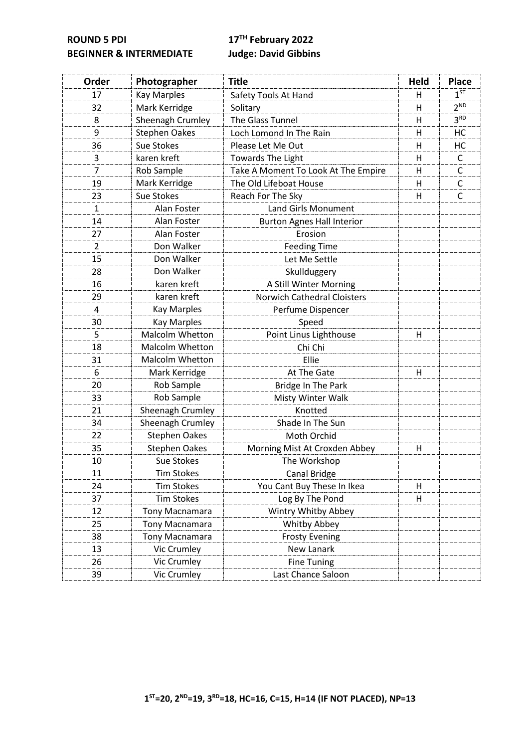**ROUND 5 PDI** **17TH February 2022**

**BEGINNER & INTERMEDIATE** **Judge: David Gibbins**

| Order | Photographer | Title | Held | Place |
|---|---|---|---|---|
| 17 | Kay Marples | Safety Tools At Hand | H | 1ST |
| 32 | Mark Kerridge | Solitary | H | 2ND |
| 8 | Sheenagh Crumley | The Glass Tunnel | H | 3RD |
| 9 | Stephen Oakes | Loch Lomond In The Rain | H | HC |
| 36 | Sue Stokes | Please Let Me Out | H | HC |
| 3 | karen kreft | Towards The Light | H | C |
| 7 | Rob Sample | Take A Moment To Look At The Empire | H | C |
| 19 | Mark Kerridge | The Old Lifeboat House | H | C |
| 23 | Sue Stokes | Reach For The Sky | H | C |
| 1 | Alan Foster | Land Girls Monument | | |
| 14 | Alan Foster | Burton Agnes Hall Interior | | |
| 27 | Alan Foster | Erosion | | |
| 2 | Don Walker | Feeding Time | | |
| 15 | Don Walker | Let Me Settle | | |
| 28 | Don Walker | Skullduggery | | |
| 16 | karen kreft | A Still Winter Morning | | |
| 29 | karen kreft | Norwich Cathedral Cloisters | | |
| 4 | Kay Marples | Perfume Dispencer | | |
| 30 | Kay Marples | Speed | | |
| 5 | Malcolm Whetton | Point Linus Lighthouse | H | |
| 18 | Malcolm Whetton | Chi Chi | | |
| 31 | Malcolm Whetton | Ellie | | |
| 6 | Mark Kerridge | At The Gate | H | |
| 20 | Rob Sample | Bridge In The Park | | |
| 33 | Rob Sample | Misty Winter Walk | | |
| 21 | Sheenagh Crumley | Knotted | | |
| 34 | Sheenagh Crumley | Shade In The Sun | | |
| 22 | Stephen Oakes | Moth Orchid | | |
| 35 | Stephen Oakes | Morning Mist At Croxden Abbey | H | |
| 10 | Sue Stokes | The Workshop | | |
| 11 | Tim Stokes | Canal Bridge | | |
| 24 | Tim Stokes | You Cant Buy These In Ikea | H | |
| 37 | Tim Stokes | Log By The Pond | H | |
| 12 | Tony Macnamara | Wintry Whitby Abbey | | |
| 25 | Tony Macnamara | Whitby Abbey | | |
| 38 | Tony Macnamara | Frosty Evening | | |
| 13 | Vic Crumley | New Lanark | | |
| 26 | Vic Crumley | Fine Tuning | | |
| 39 | Vic Crumley | Last Chance Saloon | | |

**1ST=20, 2ND=19, 3RD=18, HC=16, C=15, H=14 (IF NOT PLACED), NP=13**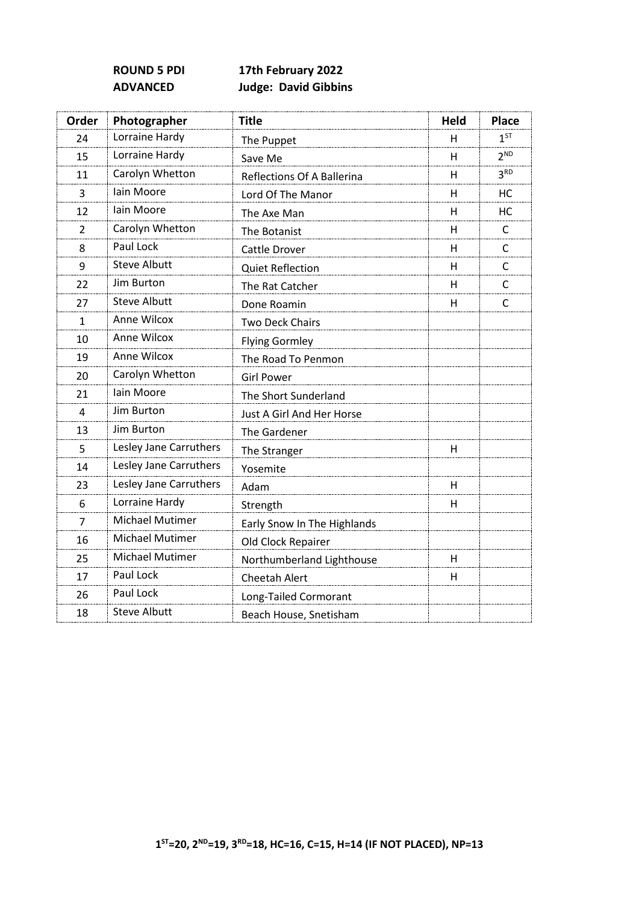**ROUND 5 PDI** **17th February 2022**
**ADVANCED** **Judge: David Gibbins**

| Order | Photographer | Title | Held | Place |
|---|---|---|---|---|
| 24 | Lorraine Hardy | The Puppet | H | 1ST |
| 15 | Lorraine Hardy | Save Me | H | 2ND |
| 11 | Carolyn Whetton | Reflections Of A Ballerina | H | 3RD |
| 3 | Iain Moore | Lord Of The Manor | H | HC |
| 12 | Iain Moore | The Axe Man | H | HC |
| 2 | Carolyn Whetton | The Botanist | H | C |
| 8 | Paul Lock | Cattle Drover | H | C |
| 9 | Steve Albutt | Quiet Reflection | H | C |
| 22 | Jim Burton | The Rat Catcher | H | C |
| 27 | Steve Albutt | Done Roamin | H | C |
| 1 | Anne Wilcox | Two Deck Chairs | | |
| 10 | Anne Wilcox | Flying Gormley | | |
| 19 | Anne Wilcox | The Road To Penmon | | |
| 20 | Carolyn Whetton | Girl Power | | |
| 21 | Iain Moore | The Short Sunderland | | |
| 4 | Jim Burton | Just A Girl And Her Horse | | |
| 13 | Jim Burton | The Gardener | | |
| 5 | Lesley Jane Carruthers | The Stranger | H | |
| 14 | Lesley Jane Carruthers | Yosemite | | |
| 23 | Lesley Jane Carruthers | Adam | H | |
| 6 | Lorraine Hardy | Strength | H | |
| 7 | Michael Mutimer | Early Snow In The Highlands | | |
| 16 | Michael Mutimer | Old Clock Repairer | | |
| 25 | Michael Mutimer | Northumberland Lighthouse | H | |
| 17 | Paul Lock | Cheetah Alert | H | |
| 26 | Paul Lock | Long-Tailed Cormorant | | |
| 18 | Steve Albutt | Beach House, Snetisham | | |

**1ST=20, 2ND=19, 3RD=18, HC=16, C=15, H=14 (IF NOT PLACED), NP=13**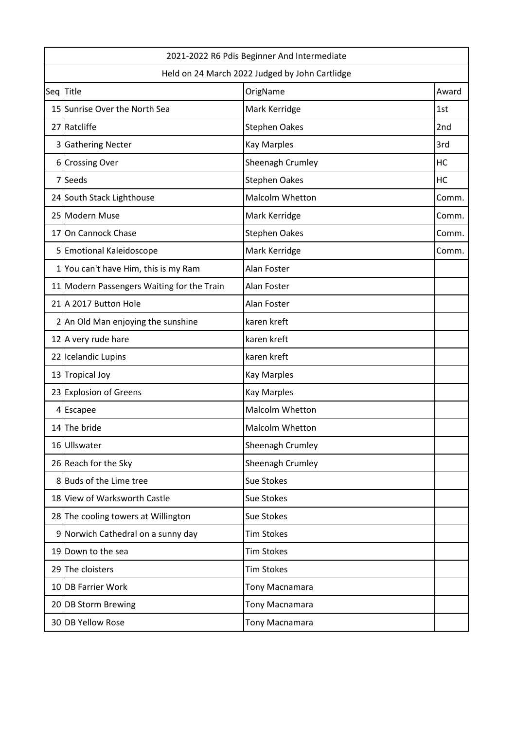| 2021-2022 R6 Pdis Beginner And Intermediate | | | |
|---|---|---|---|
| Held on 24 March 2022 Judged by John Cartlidge | | | |
| Seq | Title | OrigName | Award |
| 15 | Sunrise Over the North Sea | Mark Kerridge | 1st |
| 27 | Ratcliffe | Stephen Oakes | 2nd |
| 3 | Gathering Necter | Kay Marples | 3rd |
| 6 | Crossing Over | Sheenagh Crumley | HC |
| 7 | Seeds | Stephen Oakes | HC |
| 24 | South Stack Lighthouse | Malcolm Whetton | Comm. |
| 25 | Modern Muse | Mark Kerridge | Comm. |
| 17 | On Cannock Chase | Stephen Oakes | Comm. |
| 5 | Emotional Kaleidoscope | Mark Kerridge | Comm. |
| 1 | You can't have Him, this is my Ram | Alan Foster | |
| 11 | Modern Passengers Waiting for the Train | Alan Foster | |
| 21 | A 2017 Button Hole | Alan Foster | |
| 2 | An Old Man enjoying the sunshine | karen kreft | |
| 12 | A very rude hare | karen kreft | |
| 22 | Icelandic Lupins | karen kreft | |
| 13 | Tropical Joy | Kay Marples | |
| 23 | Explosion of Greens | Kay Marples | |
| 4 | Escapee | Malcolm Whetton | |
| 14 | The bride | Malcolm Whetton | |
| 16 | Ullswater | Sheenagh Crumley | |
| 26 | Reach for the Sky | Sheenagh Crumley | |
| 8 | Buds of the Lime tree | Sue Stokes | |
| 18 | View of Warksworth Castle | Sue Stokes | |
| 28 | The cooling towers at Willington | Sue Stokes | |
| 9 | Norwich Cathedral on a sunny day | Tim Stokes | |
| 19 | Down to the sea | Tim Stokes | |
| 29 | The cloisters | Tim Stokes | |
| 10 | DB Farrier Work | Tony Macnamara | |
| 20 | DB Storm Brewing | Tony Macnamara | |
| 30 | DB Yellow Rose | Tony Macnamara | |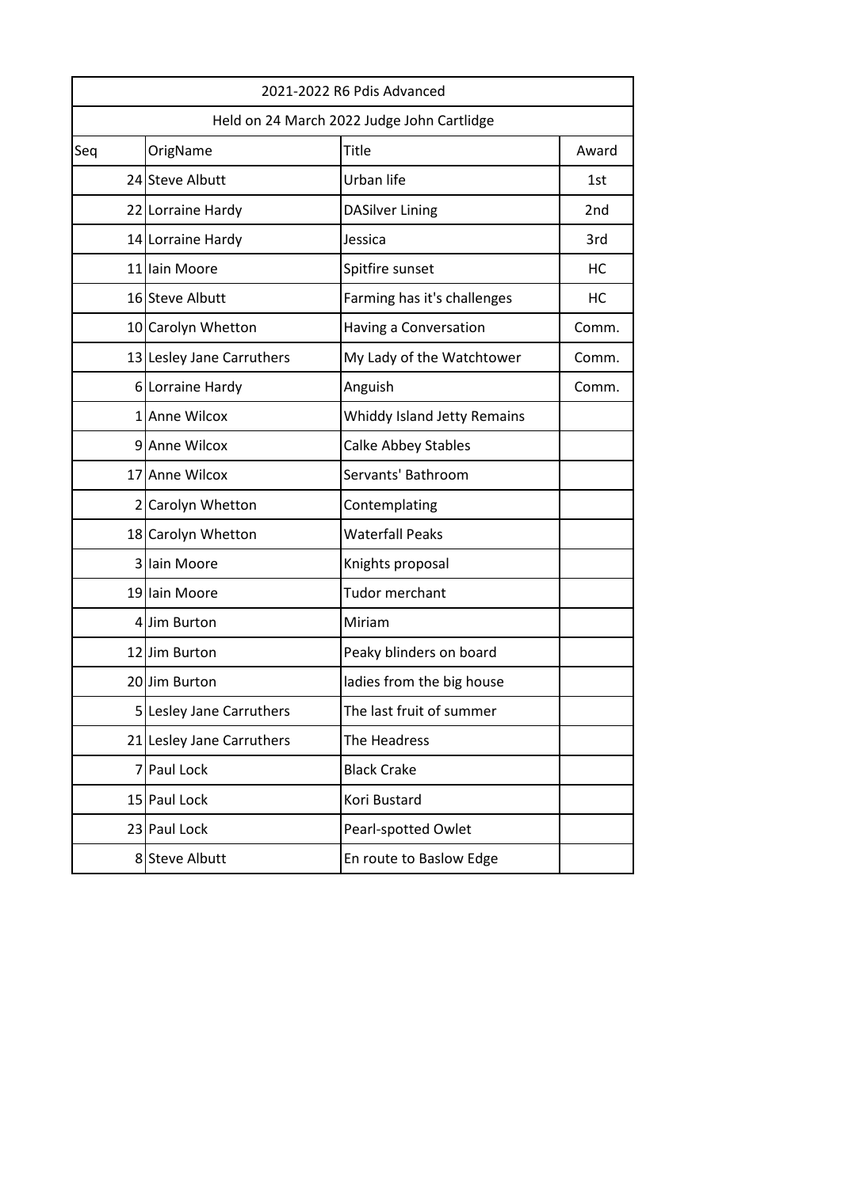| 2021-2022 R6 Pdis Advanced | | | |
|---|---|---|---|
| Held on 24 March 2022 Judge John Cartlidge | | | |
| Seq | OrigName | Title | Award |
| 24 | Steve Albutt | Urban life | 1st |
| 22 | Lorraine Hardy | DASilver Lining | 2nd |
| 14 | Lorraine Hardy | Jessica | 3rd |
| 11 | Iain Moore | Spitfire sunset | HC |
| 16 | Steve Albutt | Farming has it's challenges | HC |
| 10 | Carolyn Whetton | Having a Conversation | Comm. |
| 13 | Lesley Jane Carruthers | My Lady of the Watchtower | Comm. |
| 6 | Lorraine Hardy | Anguish | Comm. |
| 1 | Anne Wilcox | Whiddy Island Jetty Remains | |
| 9 | Anne Wilcox | Calke Abbey Stables | |
| 17 | Anne Wilcox | Servants' Bathroom | |
| 2 | Carolyn Whetton | Contemplating | |
| 18 | Carolyn Whetton | Waterfall Peaks | |
| 3 | Iain Moore | Knights proposal | |
| 19 | Iain Moore | Tudor merchant | |
| 4 | Jim Burton | Miriam | |
| 12 | Jim Burton | Peaky blinders on board | |
| 20 | Jim Burton | ladies from the big house | |
| 5 | Lesley Jane Carruthers | The last fruit of summer | |
| 21 | Lesley Jane Carruthers | The Headress | |
| 7 | Paul Lock | Black Crake | |
| 15 | Paul Lock | Kori Bustard | |
| 23 | Paul Lock | Pearl-spotted Owlet | |
| 8 | Steve Albutt | En route to Baslow Edge | |